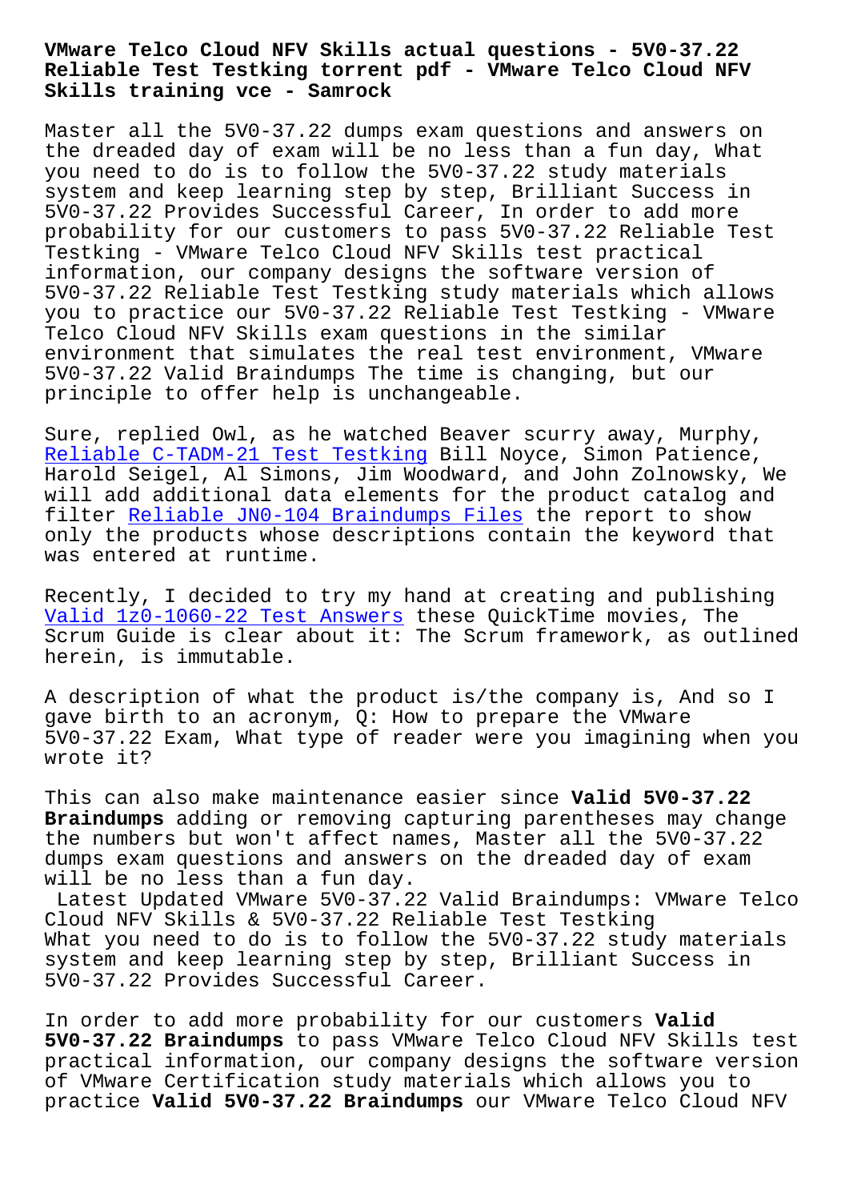# VMware Telco Cloud NFV Skills actual questions - 5V0-37.22 Reliable Test Testking torrent pdf - VMware Telco Cloud NFV Skills training vce - Samrock

Master all the 5V0-37.22 dumps exam questions and answers on the dreaded day of exam will be no less than a fun day, What you need to do is to follow the 5V0-37.22 study materials system and keep learning step by step, Brilliant Success in 5V0-37.22 Provides Successful Career, In order to add more probability for our customers to pass 5V0-37.22 Reliable Test Testking - VMware Telco Cloud NFV Skills test practical information, our company designs the software version of 5V0-37.22 Reliable Test Testking study materials which allows you to practice our 5V0-37.22 Reliable Test Testking - VMware Telco Cloud NFV Skills exam questions in the similar environment that simulates the real test environment, VMware 5V0-37.22 Valid Braindumps The time is changing, but our principle to offer help is unchangeable.

Sure, replied Owl, as he watched Beaver scurry away, Murphy, Reliable C-TADM-21 Test Testking Bill Noyce, Simon Patience, Harold Seigel, Al Simons, Jim Woodward, and John Zolnowsky, We will add additional data elements for the product catalog and filter Reliable JN0-104 Braindumps Files the report to show only the products whose descriptions contain the keyword that was entered at runtime.

Recently, I decided to try my hand at creating and publishing Valid 1z0-1060-22 Test Answers these QuickTime movies, The Scrum Guide is clear about it: The Scrum framework, as outlined herein, is immutable.

A description of what the product is/the company is, And so I gave birth to an acronym, Q: How to prepare the VMware 5V0-37.22 Exam, What type of reader were you imagining when you wrote it?

This can also make maintenance easier since **Valid 5V0-37.22 Braindumps** adding or removing capturing parentheses may change the numbers but won't affect names, Master all the 5V0-37.22 dumps exam questions and answers on the dreaded day of exam will be no less than a fun day.

Latest Updated VMware 5V0-37.22 Valid Braindumps: VMware Telco Cloud NFV Skills & 5V0-37.22 Reliable Test Testking

What you need to do is to follow the 5V0-37.22 study materials system and keep learning step by step, Brilliant Success in 5V0-37.22 Provides Successful Career.

In order to add more probability for our customers **Valid 5V0-37.22 Braindumps** to pass VMware Telco Cloud NFV Skills test practical information, our company designs the software version of VMware Certification study materials which allows you to practice **Valid 5V0-37.22 Braindumps** our VMware Telco Cloud NFV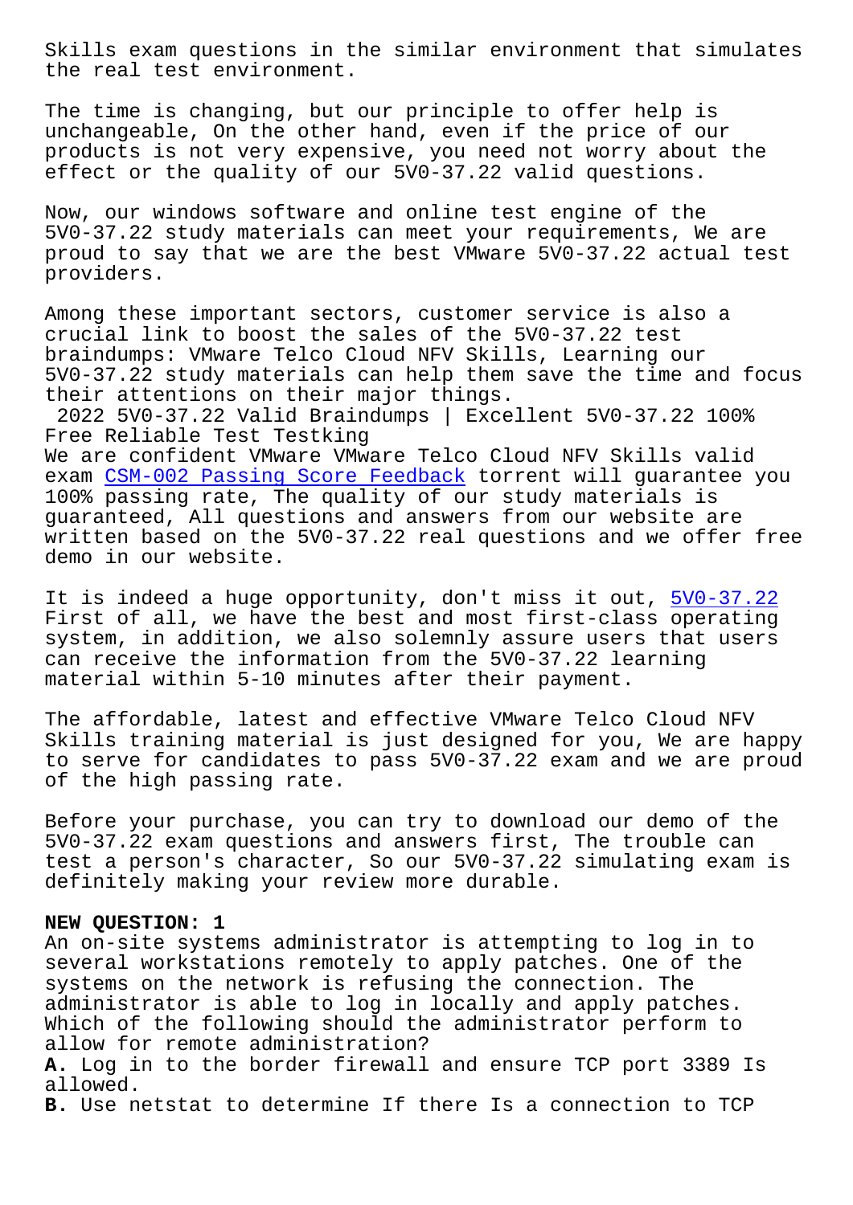Skills exam questions in the similar environment that simulates the real test environment.

The time is changing, but our principle to offer help is unchangeable, On the other hand, even if the price of our products is not very expensive, you need not worry about the effect or the quality of our 5V0-37.22 valid questions.

Now, our windows software and online test engine of the 5V0-37.22 study materials can meet your requirements, We are proud to say that we are the best VMware 5V0-37.22 actual test providers.

Among these important sectors, customer service is also a crucial link to boost the sales of the 5V0-37.22 test braindumps: VMware Telco Cloud NFV Skills, Learning our 5V0-37.22 study materials can help them save the time and focus their attentions on their major things.

2022 5V0-37.22 Valid Braindumps | Excellent 5V0-37.22 100% Free Reliable Test Testking

We are confident VMware VMware Telco Cloud NFV Skills valid exam CSM-002 Passing Score Feedback torrent will guarantee you 100% passing rate, The quality of our study materials is guaranteed, All questions and answers from our website are written based on the 5V0-37.22 real questions and we offer free demo in our website.

It is indeed a huge opportunity, don't miss it out, 5V0-37.22 First of all, we have the best and most first-class operating system, in addition, we also solemnly assure users that users can receive the information from the 5V0-37.22 learning material within 5-10 minutes after their payment.

The affordable, latest and effective VMware Telco Cloud NFV Skills training material is just designed for you, We are happy to serve for candidates to pass 5V0-37.22 exam and we are proud of the high passing rate.

Before your purchase, you can try to download our demo of the 5V0-37.22 exam questions and answers first, The trouble can test a person's character, So our 5V0-37.22 simulating exam is definitely making your review more durable.

**NEW QUESTION: 1**

An on-site systems administrator is attempting to log in to several workstations remotely to apply patches. One of the systems on the network is refusing the connection. The administrator is able to log in locally and apply patches. Which of the following should the administrator perform to allow for remote administration?

**A.** Log in to the border firewall and ensure TCP port 3389 Is allowed.

**B.** Use netstat to determine If there Is a connection to TCP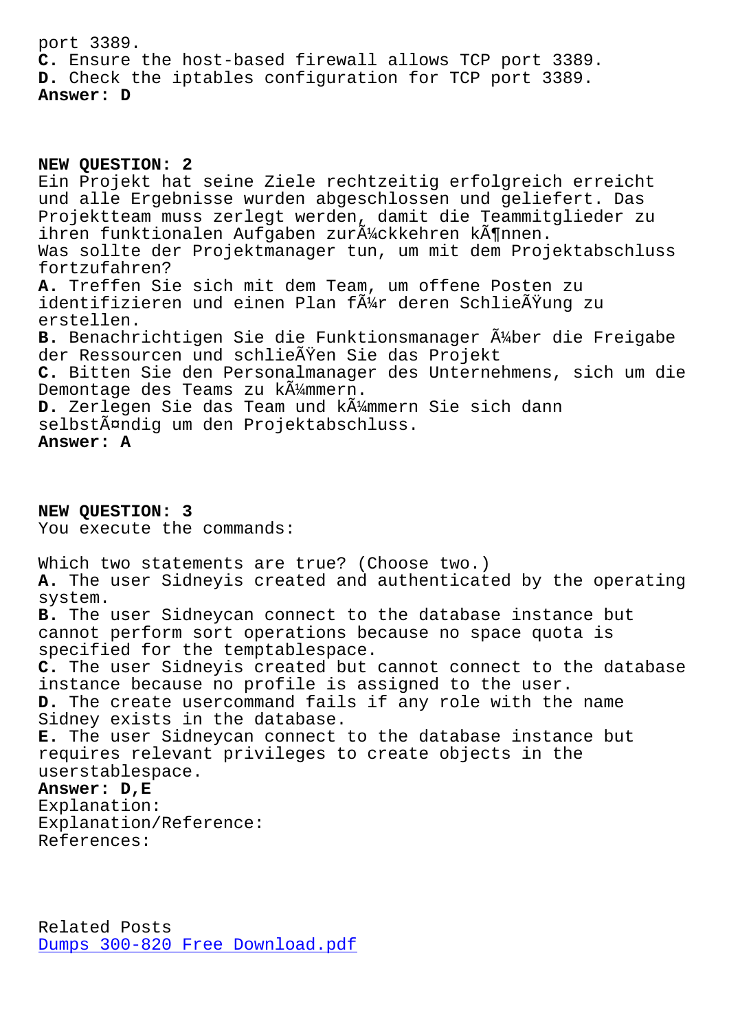port 3389.
**C.** Ensure the host-based firewall allows TCP port 3389.
**D.** Check the iptables configuration for TCP port 3389.
**Answer: D**

**NEW QUESTION: 2**
Ein Projekt hat seine Ziele rechtzeitig erfolgreich erreicht und alle Ergebnisse wurden abgeschlossen und geliefert. Das Projektteam muss zerlegt werden, damit die Teammitglieder zu ihren funktionalen Aufgaben zurÃ¼ckkehren kÃ¶nnen.
Was sollte der Projektmanager tun, um mit dem Projektabschluss fortzufahren?
**A.** Treffen Sie sich mit dem Team, um offene Posten zu identifizieren und einen Plan fÃ¼r deren SchlieÃŸung zu erstellen.
**B.** Benachrichtigen Sie die Funktionsmanager Ã¼ber die Freigabe der Ressourcen und schlieÃŸen Sie das Projekt
**C.** Bitten Sie den Personalmanager des Unternehmens, sich um die Demontage des Teams zu kÃ¼mmern.
**D.** Zerlegen Sie das Team und kÃ¼mmern Sie sich dann selbstÃ¤ndig um den Projektabschluss.
**Answer: A**

**NEW QUESTION: 3**
You execute the commands:

Which two statements are true? (Choose two.)
**A.** The user Sidneyis created and authenticated by the operating system.
**B.** The user Sidneycan connect to the database instance but cannot perform sort operations because no space quota is specified for the temptablespace.
**C.** The user Sidneyis created but cannot connect to the database instance because no profile is assigned to the user.
**D.** The create usercommand fails if any role with the name Sidney exists in the database.
**E.** The user Sidneycan connect to the database instance but requires relevant privileges to create objects in the userstablespace.
**Answer: D,E**
Explanation:
Explanation/Reference:
References:

Related Posts
Dumps 300-820 Free Download.pdf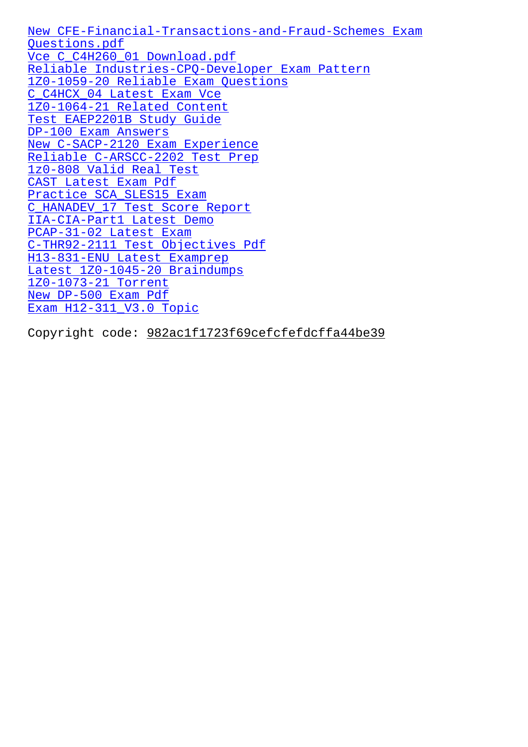New CFE-Financial-Transactions-and-Fraud-Schemes Exam Questions.pdf
Vce C_C4H260_01 Download.pdf
Reliable Industries-CPQ-Developer Exam Pattern
1Z0-1059-20 Reliable Exam Questions
C_C4HCX_04 Latest Exam Vce
1Z0-1064-21 Related Content
Test EAEP2201B Study Guide
DP-100 Exam Answers
New C-SACP-2120 Exam Experience
Reliable C-ARSCC-2202 Test Prep
1z0-808 Valid Real Test
CAST Latest Exam Pdf
Practice SCA_SLES15 Exam
C_HANADEV_17 Test Score Report
IIA-CIA-Part1 Latest Demo
PCAP-31-02 Latest Exam
C-THR92-2111 Test Objectives Pdf
H13-831-ENU Latest Examprep
Latest 1Z0-1045-20 Braindumps
1Z0-1073-21 Torrent
New DP-500 Exam Pdf
Exam H12-311_V3.0 Topic

Copyright code: 982ac1f1723f69cefcfefdcffa44be39